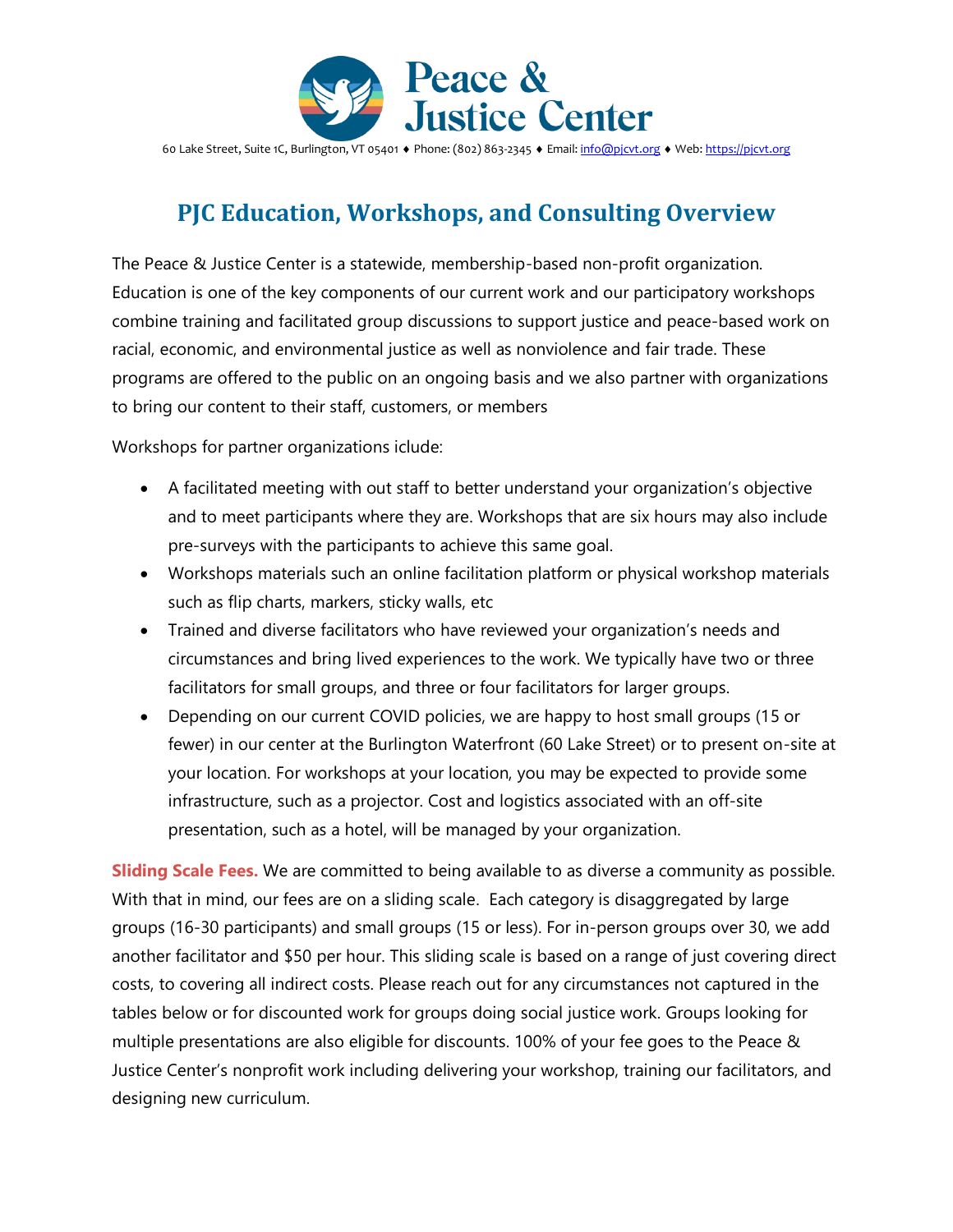# Peace & Justice Center

60 Lake Street, Suite 1C, Burlington, VT 05401 ♦ Phone: (802) 863-2345 ♦ Email: info@pjcvt.org ♦ Web: https://pjcvt.org

## PJC Education, Workshops, and Consulting Overview

The Peace & Justice Center is a statewide, membership-based non-profit organization. Education is one of the key components of our current work and our participatory workshops combine training and facilitated group discussions to support justice and peace-based work on racial, economic, and environmental justice as well as nonviolence and fair trade. These programs are offered to the public on an ongoing basis and we also partner with organizations to bring our content to their staff, customers, or members

Workshops for partner organizations iclude:

- A facilitated meeting with out staff to better understand your organization's objective and to meet participants where they are. Workshops that are six hours may also include pre-surveys with the participants to achieve this same goal.
- Workshops materials such an online facilitation platform or physical workshop materials such as flip charts, markers, sticky walls, etc
- Trained and diverse facilitators who have reviewed your organization's needs and circumstances and bring lived experiences to the work. We typically have two or three facilitators for small groups, and three or four facilitators for larger groups.
- Depending on our current COVID policies, we are happy to host small groups (15 or fewer) in our center at the Burlington Waterfront (60 Lake Street) or to present on-site at your location. For workshops at your location, you may be expected to provide some infrastructure, such as a projector. Cost and logistics associated with an off-site presentation, such as a hotel, will be managed by your organization.

**Sliding Scale Fees.** We are committed to being available to as diverse a community as possible. With that in mind, our fees are on a sliding scale. Each category is disaggregated by large groups (16-30 participants) and small groups (15 or less). For in-person groups over 30, we add another facilitator and $50 per hour. This sliding scale is based on a range of just covering direct costs, to covering all indirect costs. Please reach out for any circumstances not captured in the tables below or for discounted work for groups doing social justice work. Groups looking for multiple presentations are also eligible for discounts. 100% of your fee goes to the Peace & Justice Center's nonprofit work including delivering your workshop, training our facilitators, and designing new curriculum.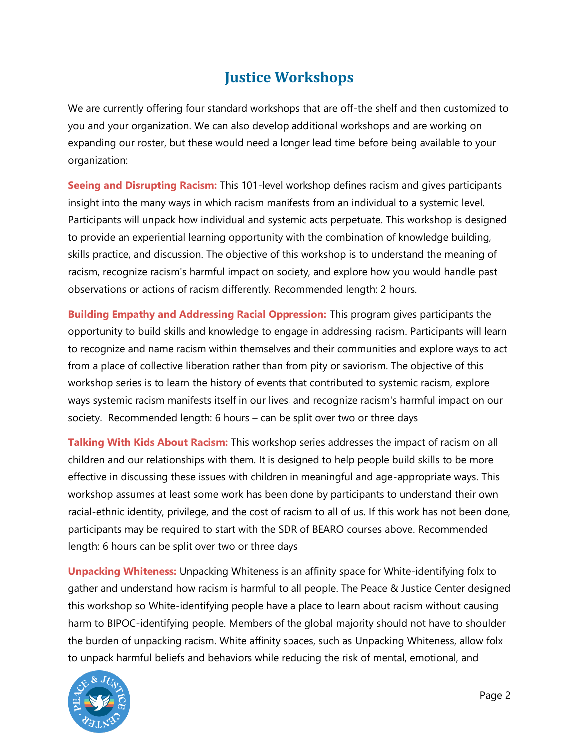# Justice Workshops

We are currently offering four standard workshops that are off-the shelf and then customized to you and your organization. We can also develop additional workshops and are working on expanding our roster, but these would need a longer lead time before being available to your organization:

**Seeing and Disrupting Racism:** This 101-level workshop defines racism and gives participants insight into the many ways in which racism manifests from an individual to a systemic level. Participants will unpack how individual and systemic acts perpetuate. This workshop is designed to provide an experiential learning opportunity with the combination of knowledge building, skills practice, and discussion. The objective of this workshop is to understand the meaning of racism, recognize racism's harmful impact on society, and explore how you would handle past observations or actions of racism differently. Recommended length: 2 hours.

**Building Empathy and Addressing Racial Oppression:** This program gives participants the opportunity to build skills and knowledge to engage in addressing racism. Participants will learn to recognize and name racism within themselves and their communities and explore ways to act from a place of collective liberation rather than from pity or saviorism. The objective of this workshop series is to learn the history of events that contributed to systemic racism, explore ways systemic racism manifests itself in our lives, and recognize racism's harmful impact on our society. Recommended length: 6 hours – can be split over two or three days

**Talking With Kids About Racism:** This workshop series addresses the impact of racism on all children and our relationships with them. It is designed to help people build skills to be more effective in discussing these issues with children in meaningful and age-appropriate ways. This workshop assumes at least some work has been done by participants to understand their own racial-ethnic identity, privilege, and the cost of racism to all of us. If this work has not been done, participants may be required to start with the SDR of BEARO courses above. Recommended length: 6 hours can be split over two or three days

**Unpacking Whiteness:** Unpacking Whiteness is an affinity space for White-identifying folx to gather and understand how racism is harmful to all people. The Peace & Justice Center designed this workshop so White-identifying people have a place to learn about racism without causing harm to BIPOC-identifying people. Members of the global majority should not have to shoulder the burden of unpacking racism. White affinity spaces, such as Unpacking Whiteness, allow folx to unpack harmful beliefs and behaviors while reducing the risk of mental, emotional, and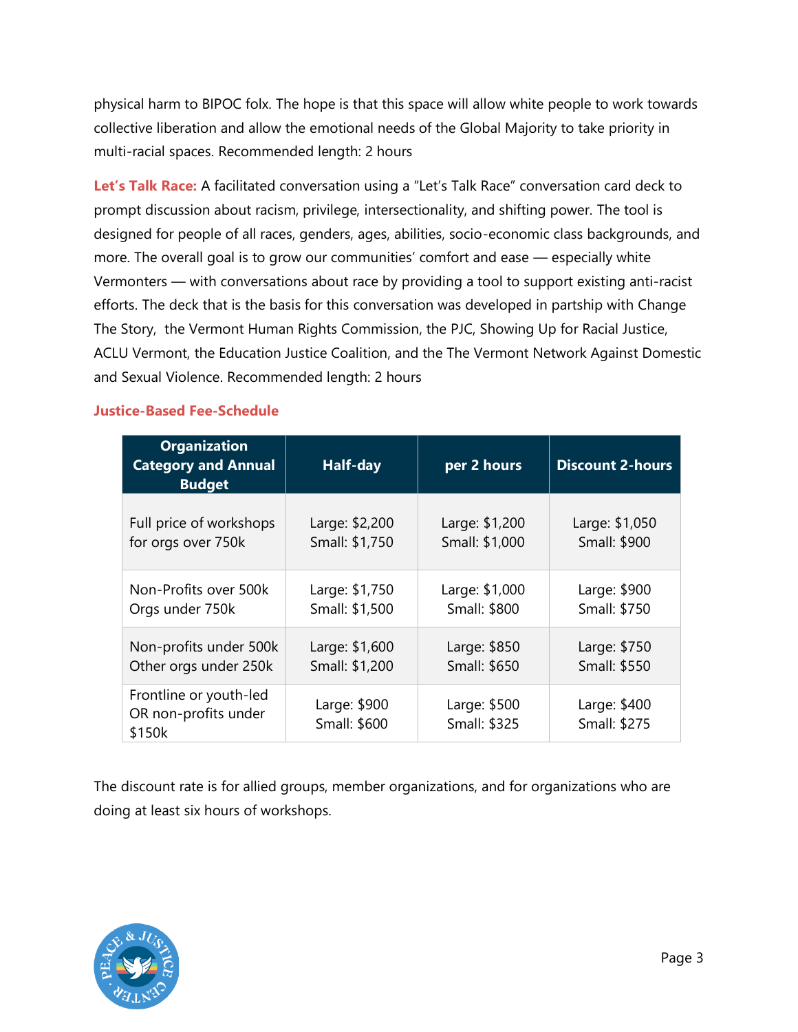physical harm to BIPOC folx. The hope is that this space will allow white people to work towards collective liberation and allow the emotional needs of the Global Majority to take priority in multi-racial spaces. Recommended length: 2 hours

**Let's Talk Race:** A facilitated conversation using a "Let's Talk Race" conversation card deck to prompt discussion about racism, privilege, intersectionality, and shifting power. The tool is designed for people of all races, genders, ages, abilities, socio-economic class backgrounds, and more. The overall goal is to grow our communities' comfort and ease — especially white Vermonters — with conversations about race by providing a tool to support existing anti-racist efforts. The deck that is the basis for this conversation was developed in partship with Change The Story,  the Vermont Human Rights Commission, the PJC, Showing Up for Racial Justice, ACLU Vermont, the Education Justice Coalition, and the The Vermont Network Against Domestic and Sexual Violence. Recommended length: 2 hours

### Justice-Based Fee-Schedule

| Organization Category and Annual Budget | Half-day | per 2 hours | Discount 2-hours |
|---|---|---|---|
| Full price of workshops for orgs over 750k | Large: $2,200<br>Small: $1,750 | Large: $1,200<br>Small: $1,000 | Large: $1,050<br>Small: $900 |
| Non-Profits over 500k<br>Orgs under 750k | Large: $1,750<br>Small: $1,500 | Large: $1,000<br>Small: $800 | Large: $900<br>Small: $750 |
| Non-profits under 500k<br>Other orgs under 250k | Large: $1,600<br>Small: $1,200 | Large: $850<br>Small: $650 | Large: $750<br>Small: $550 |
| Frontline or youth-led OR non-profits under $150k | Large: $900<br>Small: $600 | Large: $500<br>Small: $325 | Large: $400<br>Small: $275 |

The discount rate is for allied groups, member organizations, and for organizations who are doing at least six hours of workshops.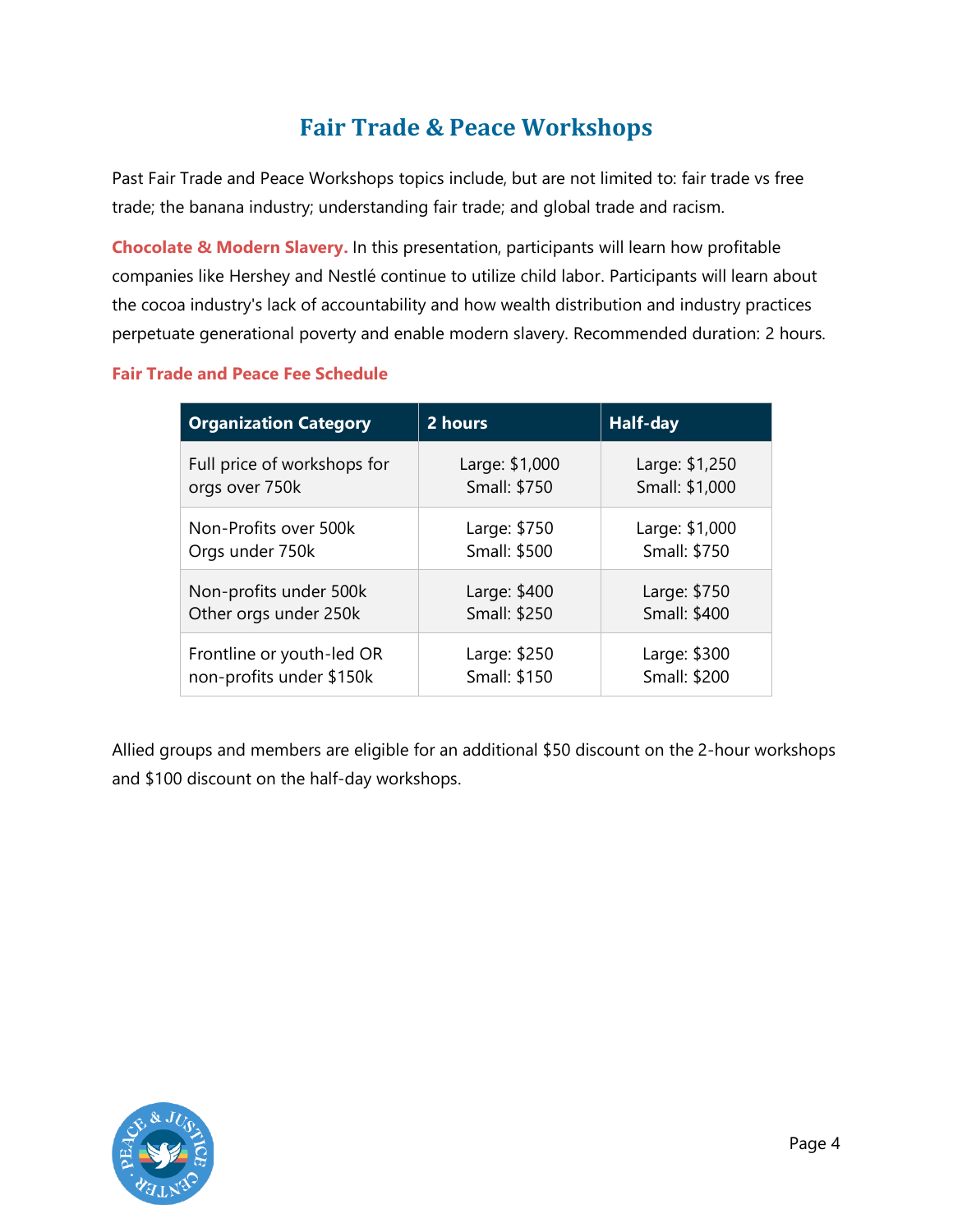# Fair Trade & Peace Workshops

Past Fair Trade and Peace Workshops topics include, but are not limited to: fair trade vs free trade; the banana industry; understanding fair trade; and global trade and racism.

**Chocolate & Modern Slavery.** In this presentation, participants will learn how profitable companies like Hershey and Nestlé continue to utilize child labor. Participants will learn about the cocoa industry's lack of accountability and how wealth distribution and industry practices perpetuate generational poverty and enable modern slavery. Recommended duration: 2 hours.

**Fair Trade and Peace Fee Schedule**

| Organization Category | 2 hours | Half-day |
|---|---|---|
| Full price of workshops for orgs over 750k | Large: $1,000<br>Small: $750 | Large: $1,250<br>Small: $1,000 |
| Non-Profits over 500k<br>Orgs under 750k | Large: $750<br>Small: $500 | Large: $1,000<br>Small: $750 |
| Non-profits under 500k<br>Other orgs under 250k | Large: $400<br>Small: $250 | Large: $750<br>Small: $400 |
| Frontline or youth-led OR non-profits under $150k | Large: $250<br>Small: $150 | Large: $300<br>Small: $200 |

Allied groups and members are eligible for an additional $50 discount on the 2-hour workshops and $100 discount on the half-day workshops.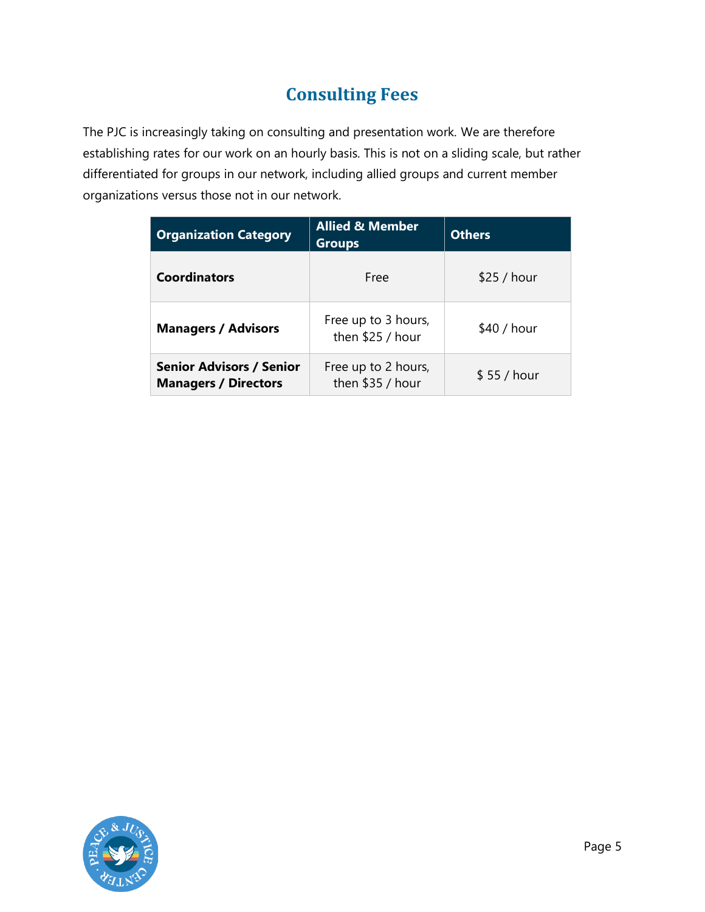# Consulting Fees

The PJC is increasingly taking on consulting and presentation work. We are therefore establishing rates for our work on an hourly basis. This is not on a sliding scale, but rather differentiated for groups in our network, including allied groups and current member organizations versus those not in our network.

| Organization Category | Allied & Member Groups | Others |
|---|---|---|
| **Coordinators** | Free | $25 / hour |
| **Managers / Advisors** | Free up to 3 hours, then $25 / hour | $40 / hour |
| **Senior Advisors / Senior Managers / Directors** | Free up to 2 hours, then $35 / hour | $ 55 / hour |